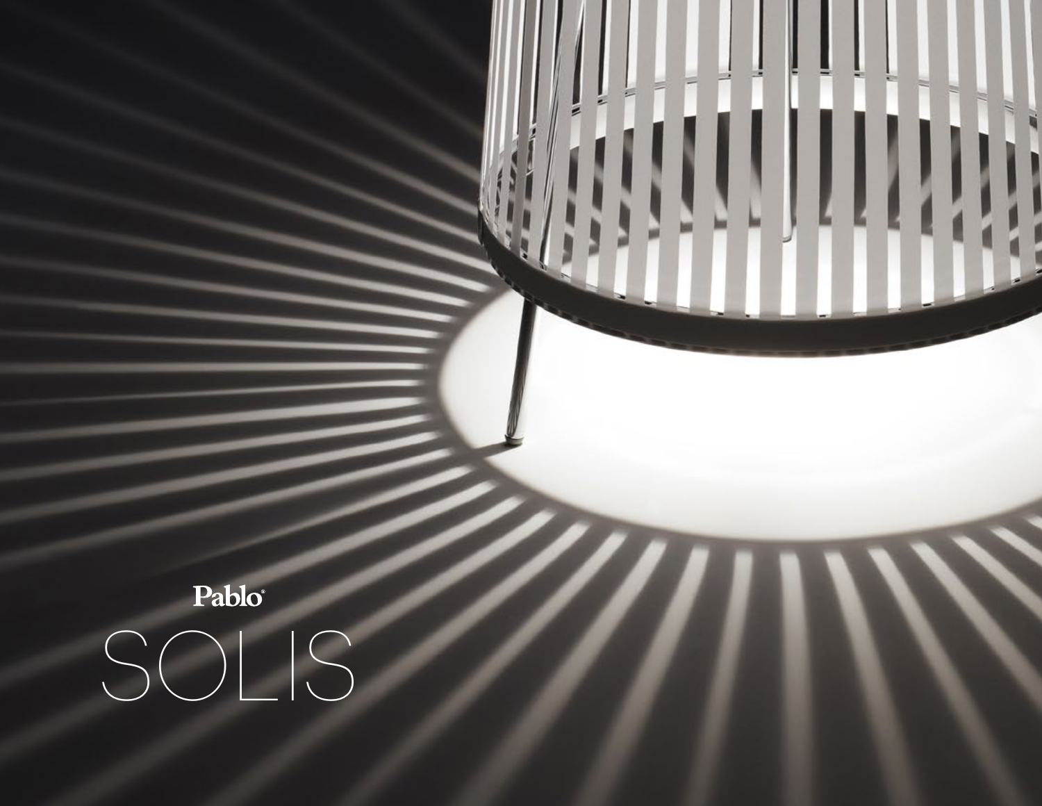Pablo®

# SOLIS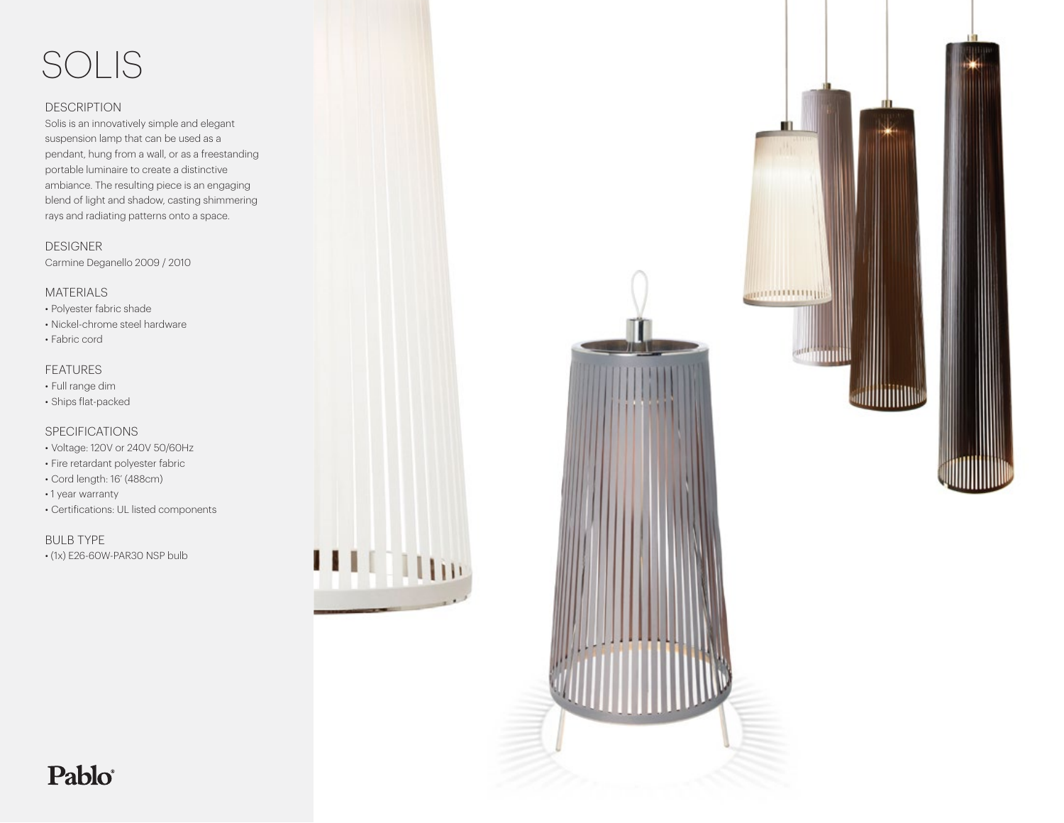# SOLIS

## DESCRIPTION

Solis is an innovatively simple and elegant suspension lamp that can be used as a pendant, hung from a wall, or as a freestanding portable luminaire to create a distinctive ambiance. The resulting piece is an engaging blend of light and shadow, casting shimmering rays and radiating patterns onto a space.

## DESIGNER

Carmine Deganello 2009 / 2010

## MATERIALS

- Polyester fabric shade
- Nickel-chrome steel hardware
- Fabric cord

## FEATURES

- Full range dim
- Ships flat-packed

## SPECIFICATIONS

- Voltage: 120V or 240V 50/60Hz
- Fire retardant polyester fabric
- Cord length: 16' (488cm)
- 1 year warranty
- Certifications: UL listed components

## BULB TYPE

- (1x) E26-60W-PAR30 NSP bulb

Pablo®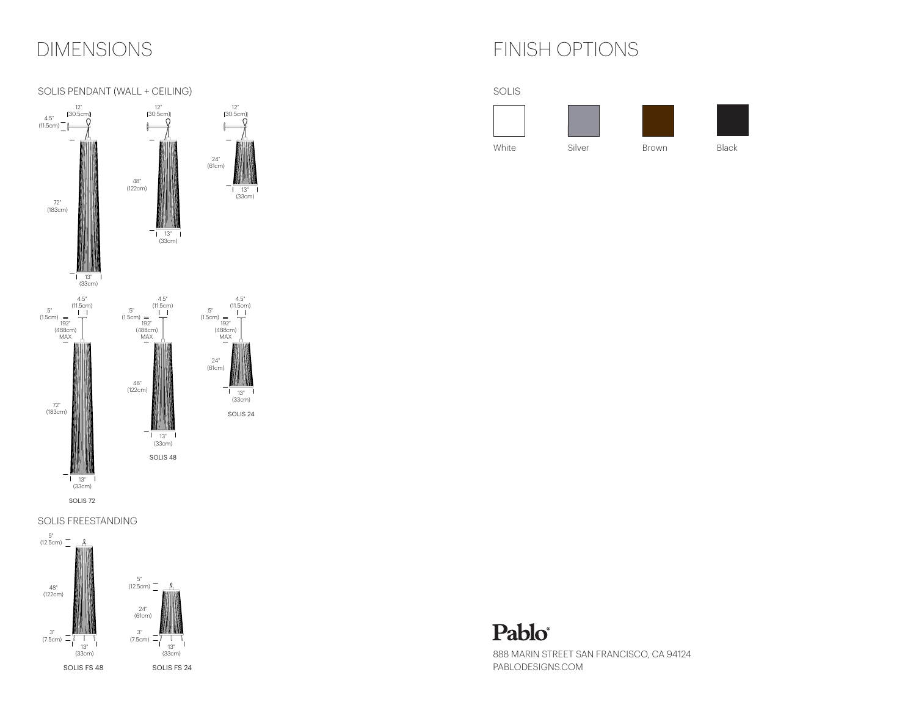# DIMENSIONS

## SOLIS PENDANT (WALL + CEILING)

12"
(30.5cm)
4.5"
(11.5cm)
72"
(183cm)
13"
(33cm)

12"
(30.5cm)
48"
(122cm)
13"
(33cm)

12"
(30.5cm)
24"
(61cm)
13"
(33cm)

4.5"
(11.5cm)
.5"
(1.5cm)
192"
(488cm)
MAX
72"
(183cm)
13"
(33cm)
SOLIS 72

4.5"
(11.5cm)
.5"
(1.5cm)
192"
(488cm)
MAX
48"
(122cm)
13"
(33cm)
SOLIS 48

4.5"
(11.5cm)
.5"
(1.5cm)
192"
(488cm)
MAX
24"
(61cm)
13"
(33cm)
SOLIS 24

## SOLIS FREESTANDING

5"
(12.5cm)
48"
(122cm)
3"
(7.5cm)
13"
(33cm)
SOLIS FS 48

5"
(12.5cm)
24"
(61cm)
3"
(7.5cm)
13"
(33cm)
SOLIS FS 24

# FINISH OPTIONS

## SOLIS

White
Silver
Brown
Black

**Pablo**®

888 MARIN STREET SAN FRANCISCO, CA 94124
PABLODESIGNS.COM